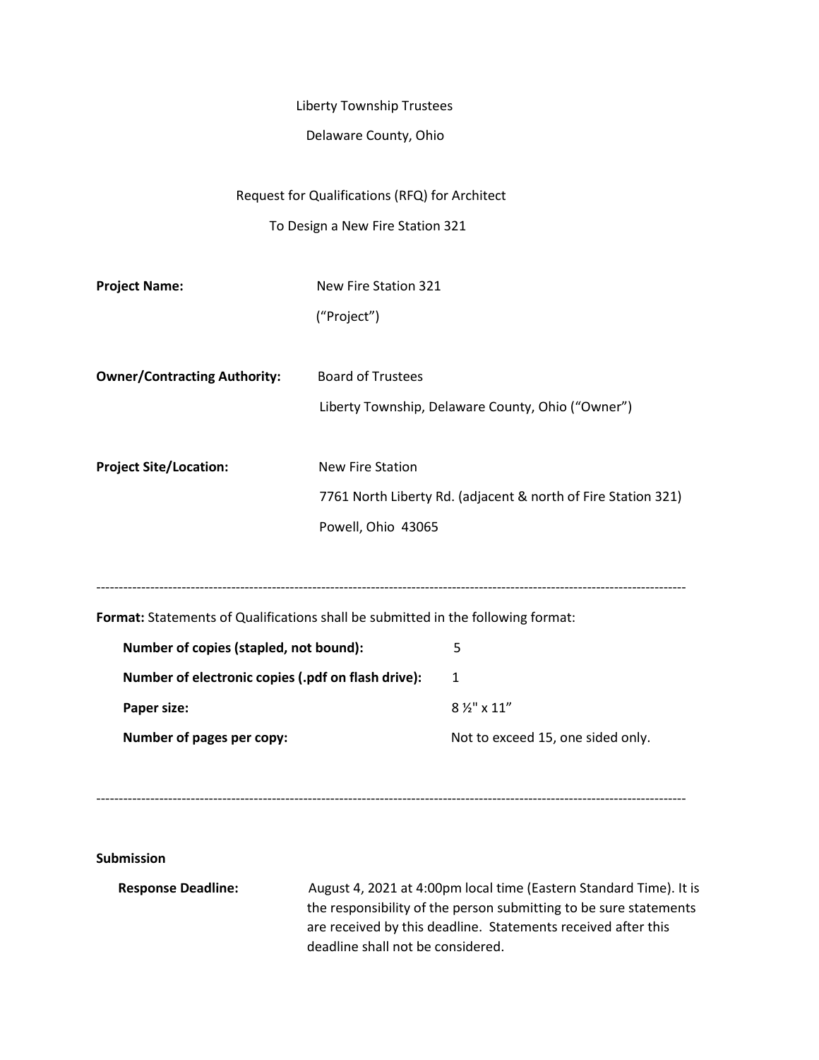Liberty Township Trustees

Delaware County, Ohio

Request for Qualifications (RFQ) for Architect

To Design a New Fire Station 321

| | |
|---|---|
| **Project Name:** | New Fire Station 321<br>("Project") |
| **Owner/Contracting Authority:** | Board of Trustees<br>Liberty Township, Delaware County, Ohio ("Owner") |
| **Project Site/Location:** | New Fire Station<br>7761 North Liberty Rd. (adjacent & north of Fire Station 321)<br>Powell, Ohio 43065 |

---

**Format:** Statements of Qualifications shall be submitted in the following format:

| | |
|---|---|
| **Number of copies (stapled, not bound):** | 5 |
| **Number of electronic copies (.pdf on flash drive):** | 1 |
| **Paper size:** | 8 ½" x 11" |
| **Number of pages per copy:** | Not to exceed 15, one sided only. |

---

**Submission**

**Response Deadline:** August 4, 2021 at 4:00pm local time (Eastern Standard Time). It is the responsibility of the person submitting to be sure statements are received by this deadline. Statements received after this deadline shall not be considered.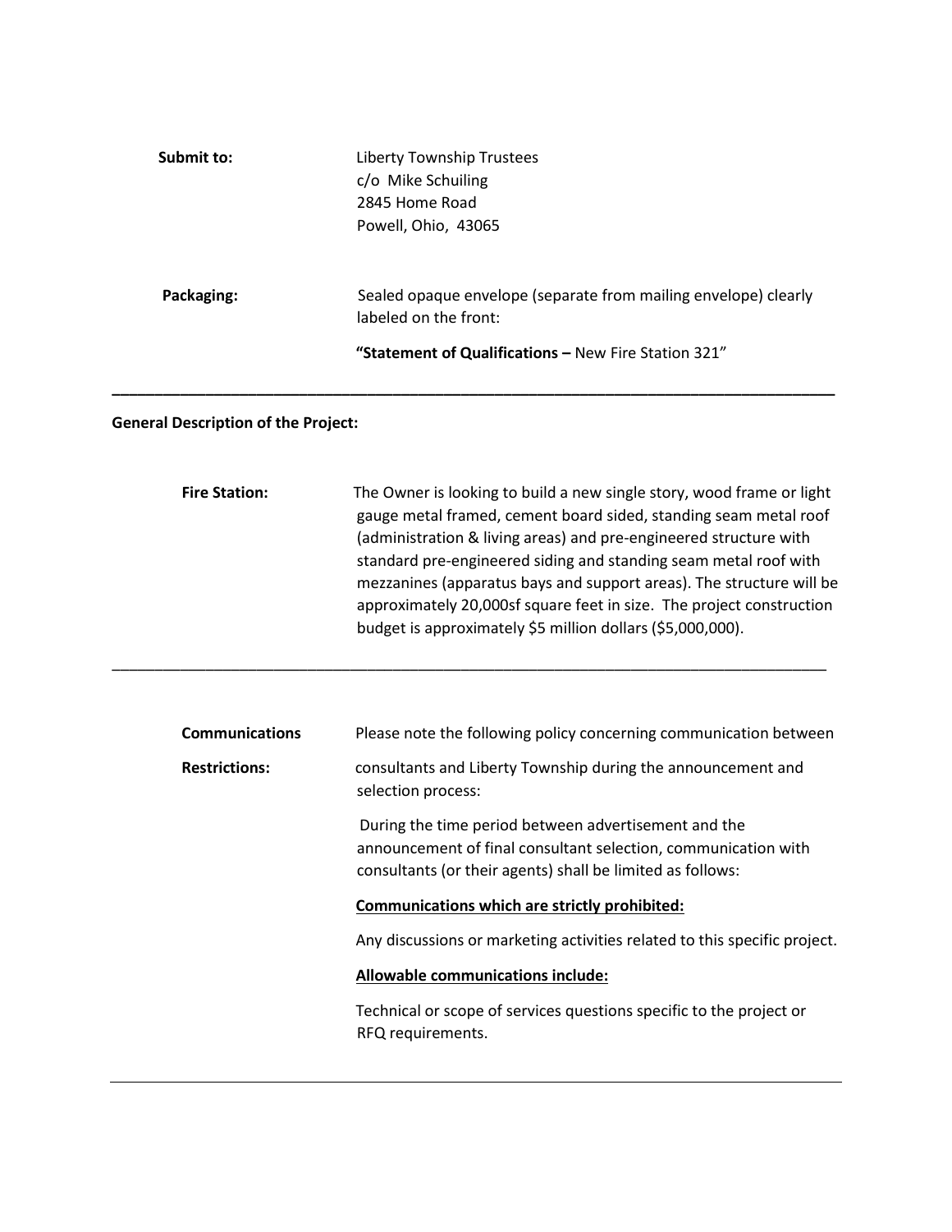**Submit to:** Liberty Township Trustees
c/o Mike Schuiling
2845 Home Road
Powell, Ohio, 43065

**Packaging:** Sealed opaque envelope (separate from mailing envelope) clearly labeled on the front:

**"Statement of Qualifications –** New Fire Station 321"

---

**General Description of the Project:**

**Fire Station:** The Owner is looking to build a new single story, wood frame or light gauge metal framed, cement board sided, standing seam metal roof (administration & living areas) and pre-engineered structure with standard pre-engineered siding and standing seam metal roof with mezzanines (apparatus bays and support areas). The structure will be approximately 20,000sf square feet in size. The project construction budget is approximately $5 million dollars ($5,000,000).

---

**Communications Restrictions:** Please note the following policy concerning communication between consultants and Liberty Township during the announcement and selection process:

During the time period between advertisement and the announcement of final consultant selection, communication with consultants (or their agents) shall be limited as follows:

<u>**Communications which are strictly prohibited:**</u>

Any discussions or marketing activities related to this specific project.

<u>**Allowable communications include:**</u>

Technical or scope of services questions specific to the project or RFQ requirements.

---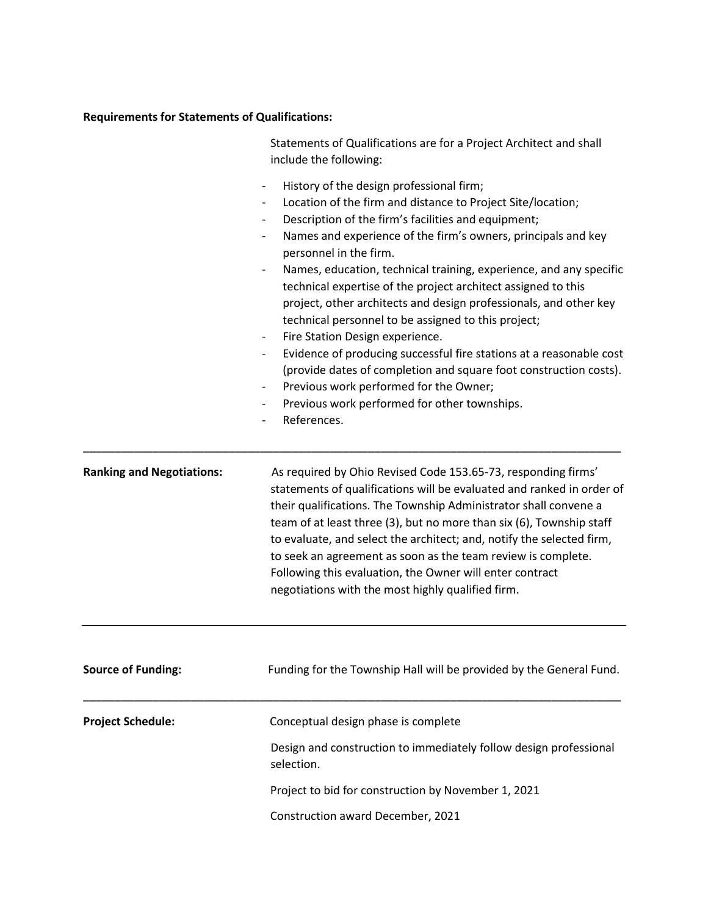**Requirements for Statements of Qualifications:**

Statements of Qualifications are for a Project Architect and shall include the following:

- History of the design professional firm;
- Location of the firm and distance to Project Site/location;
- Description of the firm's facilities and equipment;
- Names and experience of the firm's owners, principals and key personnel in the firm.
- Names, education, technical training, experience, and any specific technical expertise of the project architect assigned to this project, other architects and design professionals, and other key technical personnel to be assigned to this project;
- Fire Station Design experience.
- Evidence of producing successful fire stations at a reasonable cost (provide dates of completion and square foot construction costs).
- Previous work performed for the Owner;
- Previous work performed for other townships.
- References.

---

**Ranking and Negotiations:** As required by Ohio Revised Code 153.65-73, responding firms' statements of qualifications will be evaluated and ranked in order of their qualifications. The Township Administrator shall convene a team of at least three (3), but no more than six (6), Township staff to evaluate, and select the architect; and, notify the selected firm, to seek an agreement as soon as the team review is complete. Following this evaluation, the Owner will enter contract negotiations with the most highly qualified firm.

---

**Source of Funding:** Funding for the Township Hall will be provided by the General Fund.

---

**Project Schedule:** Conceptual design phase is complete

Design and construction to immediately follow design professional selection.

Project to bid for construction by November 1, 2021

Construction award December, 2021